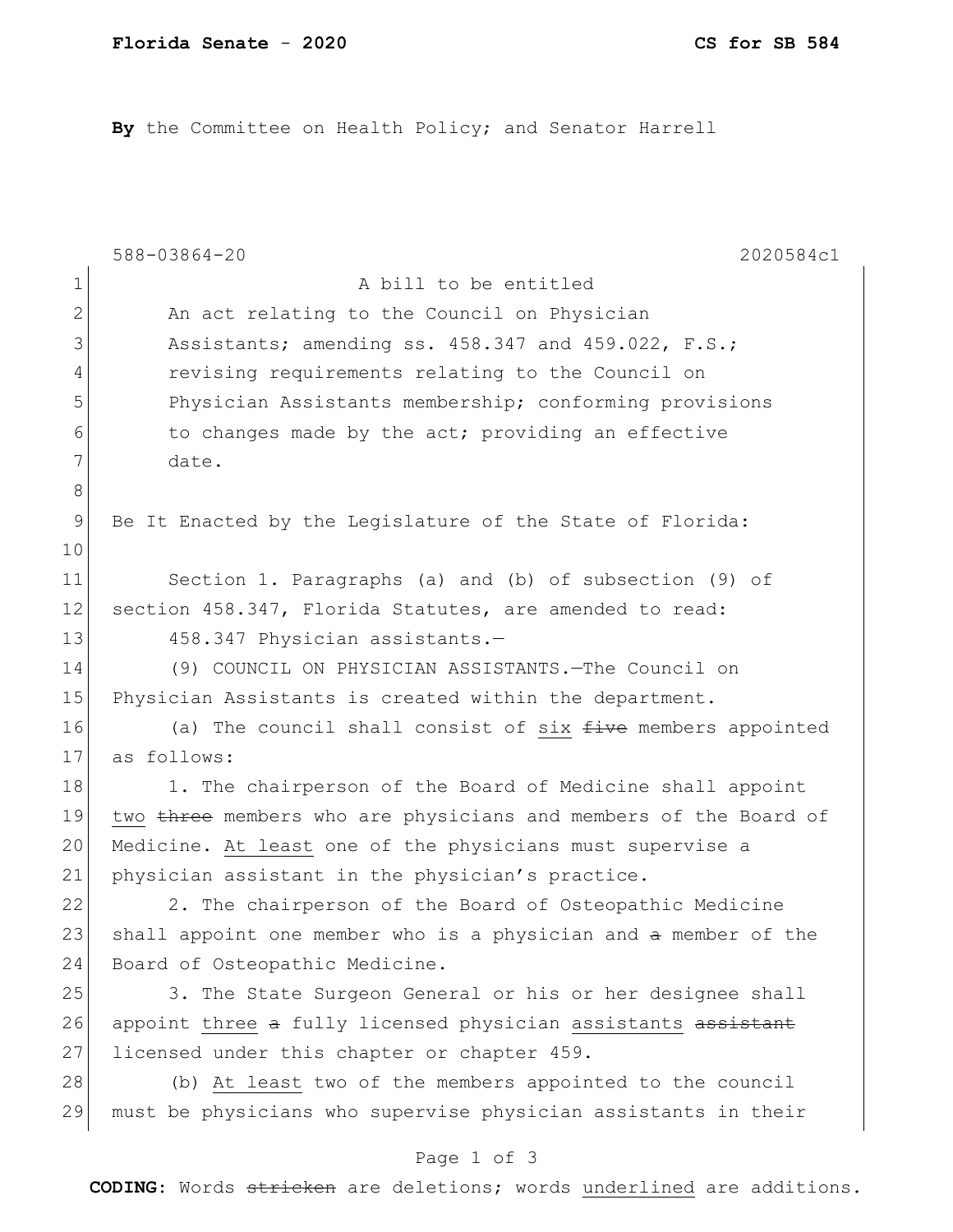**By** the Committee on Health Policy; and Senator Harrell

588-03864-20 2020584c1

A bill to be entitled

An act relating to the Council on Physician Assistants; amending ss. 458.347 and 459.022, F.S.; revising requirements relating to the Council on Physician Assistants membership; conforming provisions to changes made by the act; providing an effective date.

Be It Enacted by the Legislature of the State of Florida:

Section 1. Paragraphs (a) and (b) of subsection (9) of section 458.347, Florida Statutes, are amended to read:

458.347 Physician assistants.—

(9) COUNCIL ON PHYSICIAN ASSISTANTS.—The Council on Physician Assistants is created within the department.

(a) The council shall consist of <u>six</u> ~~five~~ members appointed as follows:

1. The chairperson of the Board of Medicine shall appoint <u>two</u> ~~three~~ members who are physicians and members of the Board of Medicine. <u>At least</u> one of the physicians must supervise a physician assistant in the physician's practice.

2. The chairperson of the Board of Osteopathic Medicine shall appoint one member who is a physician and ~~a~~ member of the Board of Osteopathic Medicine.

3. The State Surgeon General or his or her designee shall appoint <u>three</u> ~~a~~ fully licensed physician <u>assistants</u> ~~assistant~~ licensed under this chapter or chapter 459.

(b) <u>At least</u> two of the members appointed to the council must be physicians who supervise physician assistants in their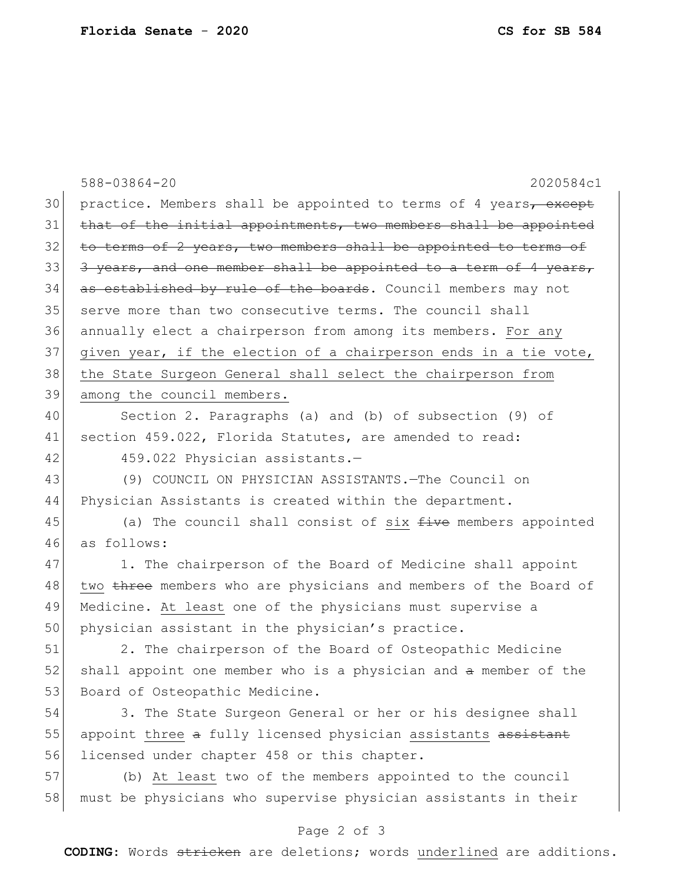practice. Members shall be appointed to terms of 4 years~~, except that of the initial appointments, two members shall be appointed to terms of 2 years, two members shall be appointed to terms of 3 years, and one member shall be appointed to a term of 4 years, as established by rule of the boards~~. Council members may not serve more than two consecutive terms. The council shall annually elect a chairperson from among its members. <u>For any given year, if the election of a chairperson ends in a tie vote, the State Surgeon General shall select the chairperson from among the council members.</u>

Section 2. Paragraphs (a) and (b) of subsection (9) of section 459.022, Florida Statutes, are amended to read:

459.022 Physician assistants.—

(9) COUNCIL ON PHYSICIAN ASSISTANTS.—The Council on Physician Assistants is created within the department.

(a) The council shall consist of <u>six</u> ~~five~~ members appointed as follows:

1. The chairperson of the Board of Medicine shall appoint <u>two</u> ~~three~~ members who are physicians and members of the Board of Medicine. <u>At least</u> one of the physicians must supervise a physician assistant in the physician's practice.

2. The chairperson of the Board of Osteopathic Medicine shall appoint one member who is a physician and ~~a~~ member of the Board of Osteopathic Medicine.

3. The State Surgeon General or her or his designee shall appoint <u>three</u> ~~a~~ fully licensed physician <u>assistants</u> ~~assistant~~ licensed under chapter 458 or this chapter.

(b) <u>At least</u> two of the members appointed to the council must be physicians who supervise physician assistants in their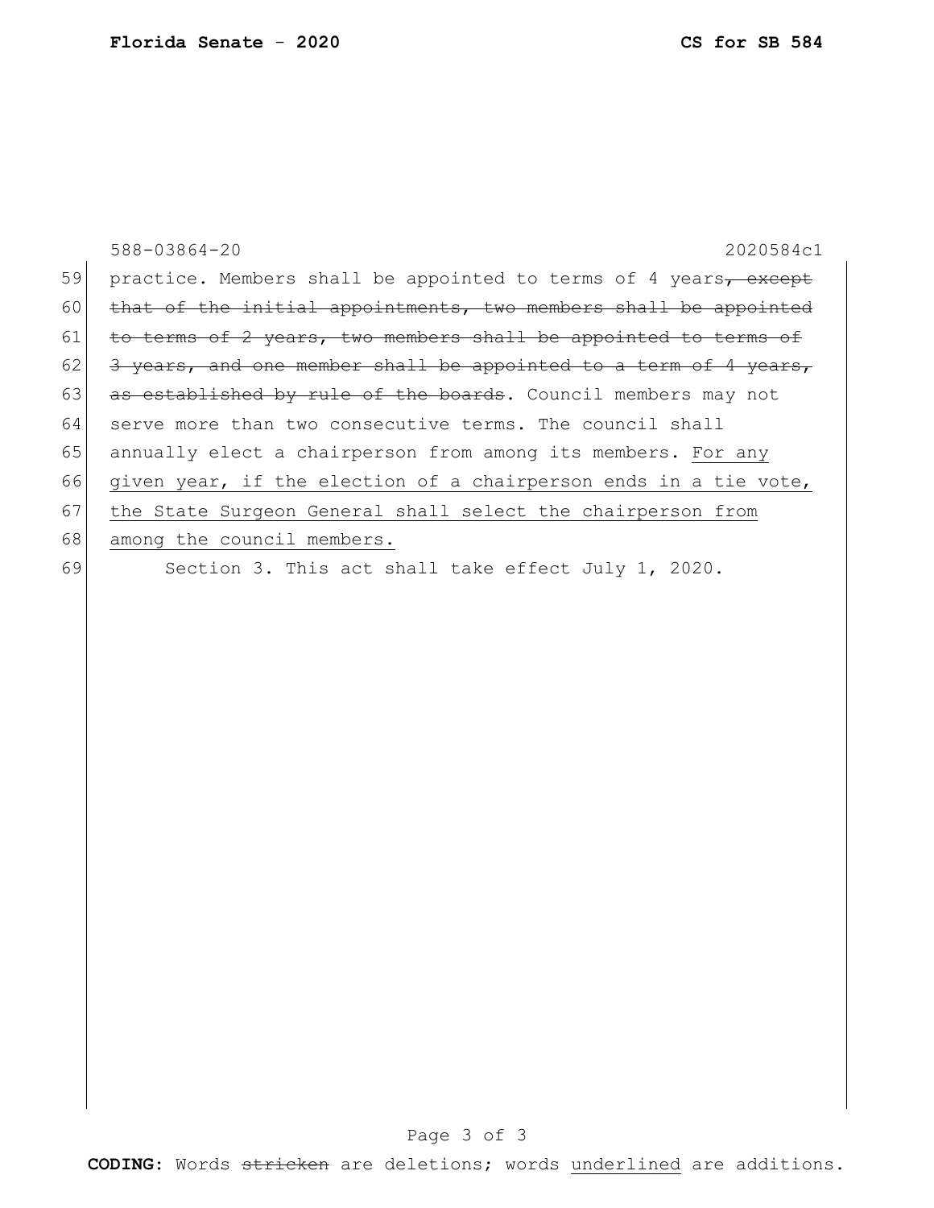practice. Members shall be appointed to terms of 4 years~~, except that of the initial appointments, two members shall be appointed to terms of 2 years, two members shall be appointed to terms of 3 years, and one member shall be appointed to a term of 4 years, as established by rule of the boards~~. Council members may not serve more than two consecutive terms. The council shall annually elect a chairperson from among its members. <u>For any given year, if the election of a chairperson ends in a tie vote, the State Surgeon General shall select the chairperson from among the council members.</u>

Section 3. This act shall take effect July 1, 2020.